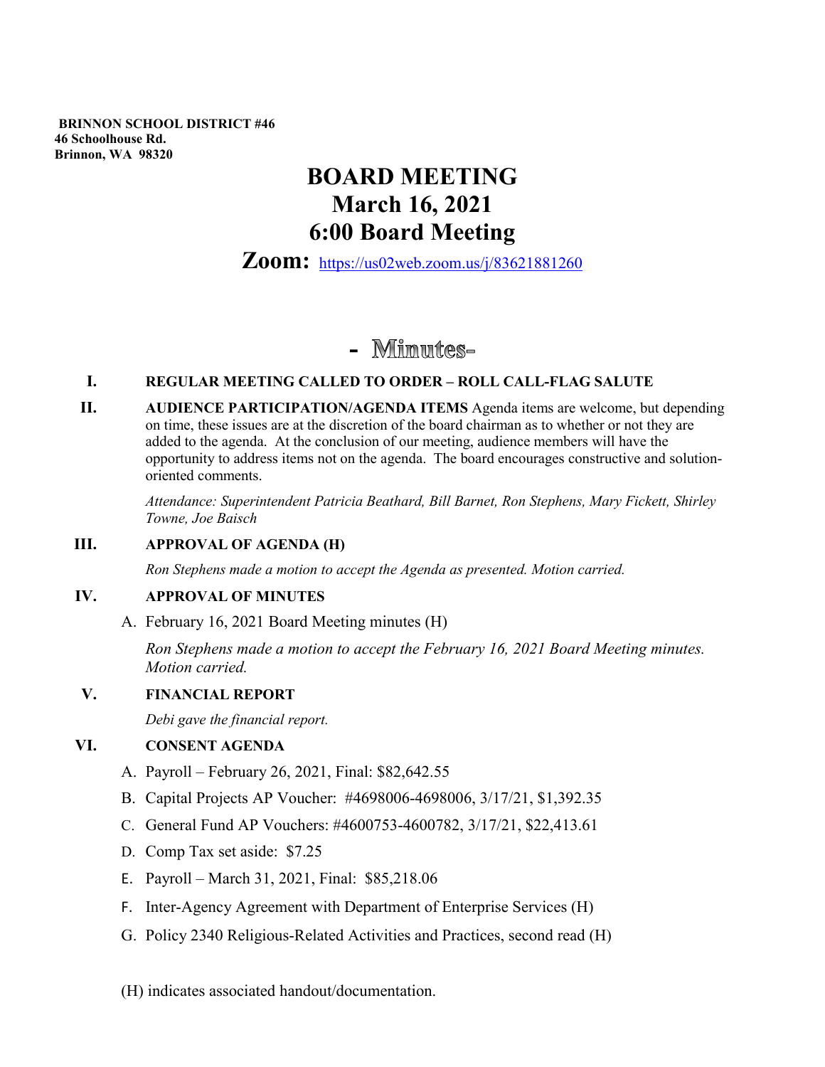**BRINNON SCHOOL DISTRICT #46**
**46 Schoolhouse Rd.**
**Brinnon, WA 98320**

# BOARD MEETING
# March 16, 2021
# 6:00 Board Meeting

**Zoom:** https://us02web.zoom.us/j/83621881260

## - Minutes-

**I. REGULAR MEETING CALLED TO ORDER – ROLL CALL-FLAG SALUTE**

**II. AUDIENCE PARTICIPATION/AGENDA ITEMS** Agenda items are welcome, but depending on time, these issues are at the discretion of the board chairman as to whether or not they are added to the agenda. At the conclusion of our meeting, audience members will have the opportunity to address items not on the agenda. The board encourages constructive and solution-oriented comments.

*Attendance: Superintendent Patricia Beathard, Bill Barnet, Ron Stephens, Mary Fickett, Shirley Towne, Joe Baisch*

**III. APPROVAL OF AGENDA (H)**

*Ron Stephens made a motion to accept the Agenda as presented. Motion carried.*

**IV. APPROVAL OF MINUTES**

A. February 16, 2021 Board Meeting minutes (H)

*Ron Stephens made a motion to accept the February 16, 2021 Board Meeting minutes. Motion carried.*

**V. FINANCIAL REPORT**

*Debi gave the financial report.*

**VI. CONSENT AGENDA**

A. Payroll – February 26, 2021, Final: $82,642.55

B. Capital Projects AP Voucher: #4698006-4698006, 3/17/21, $1,392.35

C. General Fund AP Vouchers: #4600753-4600782, 3/17/21, $22,413.61

D. Comp Tax set aside: $7.25

E. Payroll – March 31, 2021, Final: $85,218.06

F. Inter-Agency Agreement with Department of Enterprise Services (H)

G. Policy 2340 Religious-Related Activities and Practices, second read (H)

(H) indicates associated handout/documentation.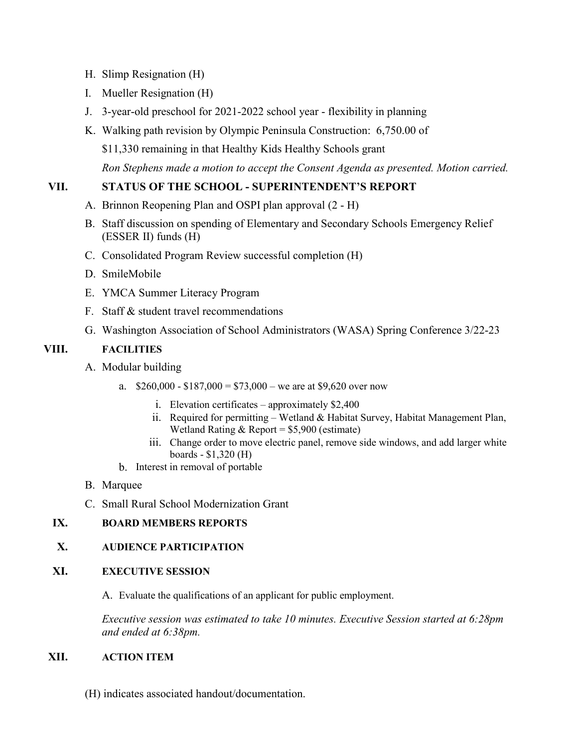H. Slimp Resignation (H)

I. Mueller Resignation (H)

J. 3-year-old preschool for 2021-2022 school year - flexibility in planning

K. Walking path revision by Olympic Peninsula Construction: 6,750.00 of $11,330 remaining in that Healthy Kids Healthy Schools grant

*Ron Stephens made a motion to accept the Consent Agenda as presented. Motion carried.*

## VII. STATUS OF THE SCHOOL - SUPERINTENDENT'S REPORT

A. Brinnon Reopening Plan and OSPI plan approval (2 - H)

B. Staff discussion on spending of Elementary and Secondary Schools Emergency Relief (ESSER II) funds (H)

C. Consolidated Program Review successful completion (H)

D. SmileMobile

E. YMCA Summer Literacy Program

F. Staff & student travel recommendations

G. Washington Association of School Administrators (WASA) Spring Conference 3/22-23

## VIII. FACILITIES

A. Modular building

   a. $260,000 - $187,000 = $73,000 – we are at $9,620 over now

      i. Elevation certificates – approximately $2,400

      ii. Required for permitting – Wetland & Habitat Survey, Habitat Management Plan, Wetland Rating & Report = $5,900 (estimate)

      iii. Change order to move electric panel, remove side windows, and add larger white boards - $1,320 (H)

   b. Interest in removal of portable

B. Marquee

C. Small Rural School Modernization Grant

## IX. BOARD MEMBERS REPORTS

## X. AUDIENCE PARTICIPATION

## XI. EXECUTIVE SESSION

A. Evaluate the qualifications of an applicant for public employment.

*Executive session was estimated to take 10 minutes. Executive Session started at 6:28pm and ended at 6:38pm.*

## XII. ACTION ITEM

(H) indicates associated handout/documentation.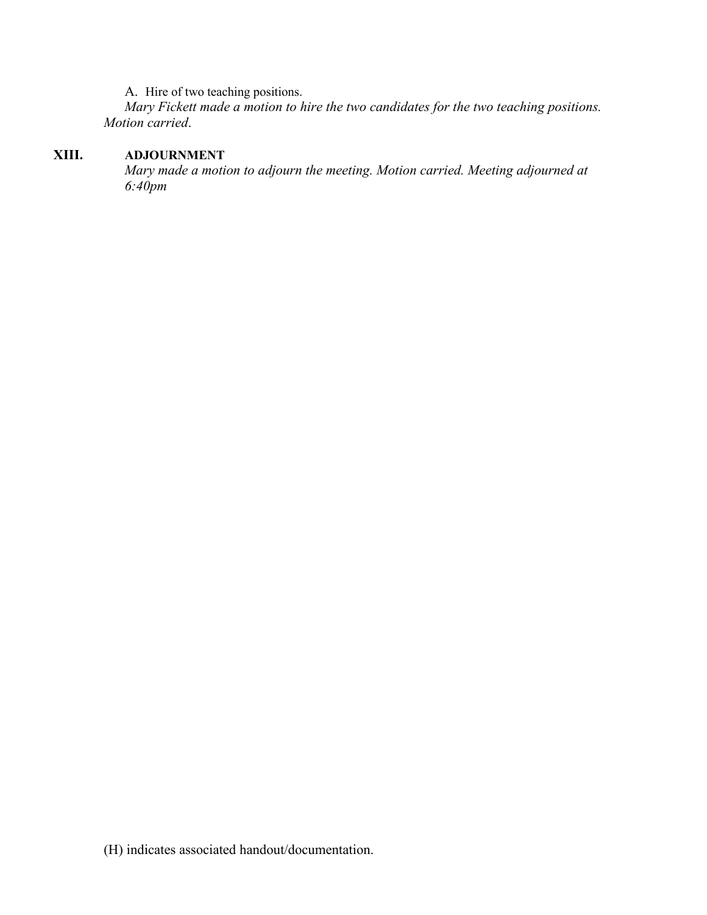A. Hire of two teaching positions.

*Mary Fickett made a motion to hire the two candidates for the two teaching positions. Motion carried.*

## XIII. ADJOURNMENT

*Mary made a motion to adjourn the meeting. Motion carried. Meeting adjourned at 6:40pm*

(H) indicates associated handout/documentation.